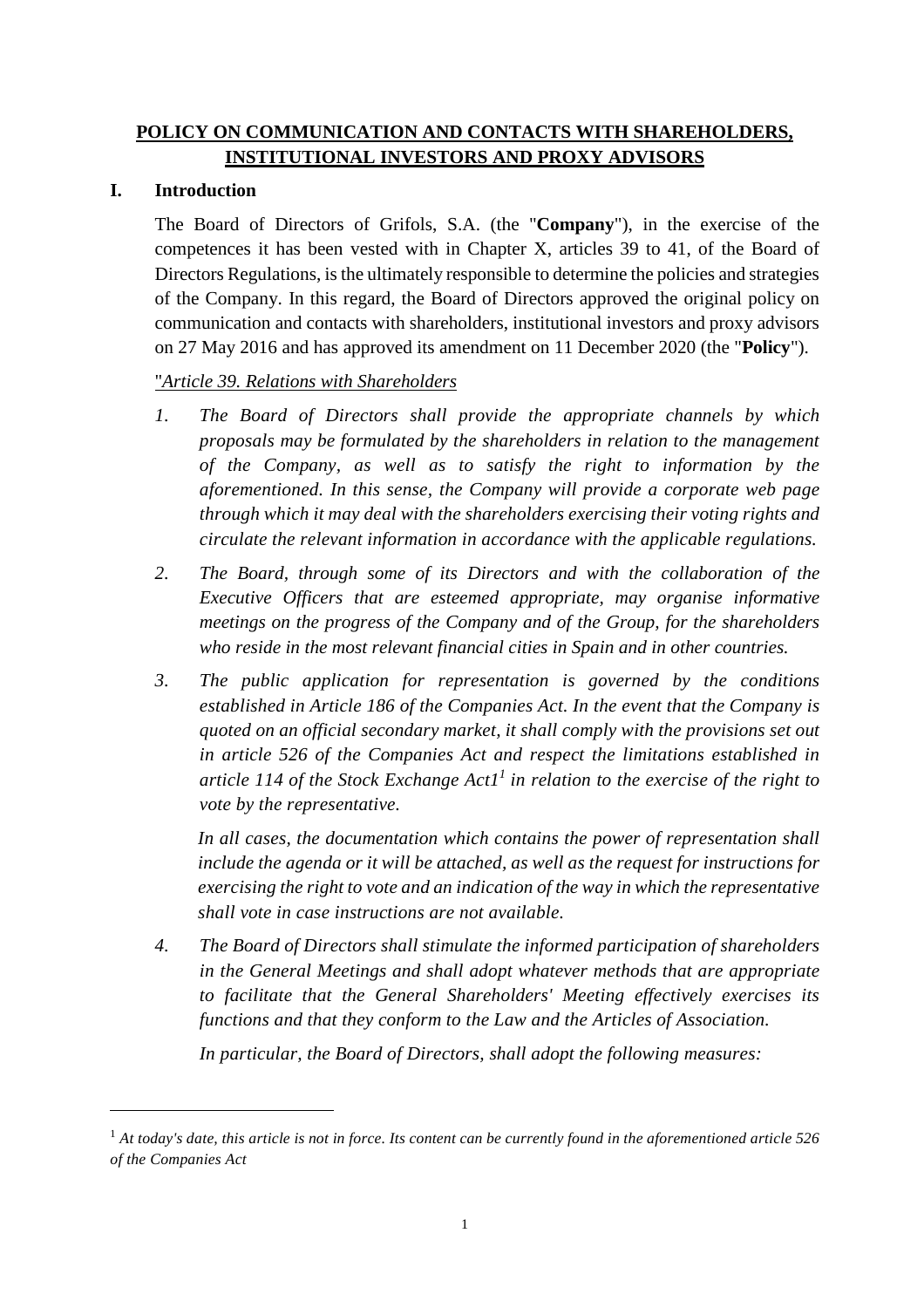# POLICY ON COMMUNICATION AND CONTACTS WITH SHAREHOLDERS, INSTITUTIONAL INVESTORS AND PROXY ADVISORS

## I. Introduction

The Board of Directors of Grifols, S.A. (the "**Company**"), in the exercise of the competences it has been vested with in Chapter X, articles 39 to 41, of the Board of Directors Regulations, is the ultimately responsible to determine the policies and strategies of the Company. In this regard, the Board of Directors approved the original policy on communication and contacts with shareholders, institutional investors and proxy advisors on 27 May 2016 and has approved its amendment on 11 December 2020 (the "**Policy**").

"*Article 39. Relations with Shareholders*

1. *The Board of Directors shall provide the appropriate channels by which proposals may be formulated by the shareholders in relation to the management of the Company, as well as to satisfy the right to information by the aforementioned. In this sense, the Company will provide a corporate web page through which it may deal with the shareholders exercising their voting rights and circulate the relevant information in accordance with the applicable regulations.*
2. *The Board, through some of its Directors and with the collaboration of the Executive Officers that are esteemed appropriate, may organise informative meetings on the progress of the Company and of the Group, for the shareholders who reside in the most relevant financial cities in Spain and in other countries.*
3. *The public application for representation is governed by the conditions established in Article 186 of the Companies Act. In the event that the Company is quoted on an official secondary market, it shall comply with the provisions set out in article 526 of the Companies Act and respect the limitations established in article 114 of the Stock Exchange Act1[1] in relation to the exercise of the right to vote by the representative.*

   *In all cases, the documentation which contains the power of representation shall include the agenda or it will be attached, as well as the request for instructions for exercising the right to vote and an indication of the way in which the representative shall vote in case instructions are not available.*
4. *The Board of Directors shall stimulate the informed participation of shareholders in the General Meetings and shall adopt whatever methods that are appropriate to facilitate that the General Shareholders' Meeting effectively exercises its functions and that they conform to the Law and the Articles of Association.*

   *In particular, the Board of Directors, shall adopt the following measures:*

---

[1] *At today's date, this article is not in force. Its content can be currently found in the aforementioned article 526 of the Companies Act*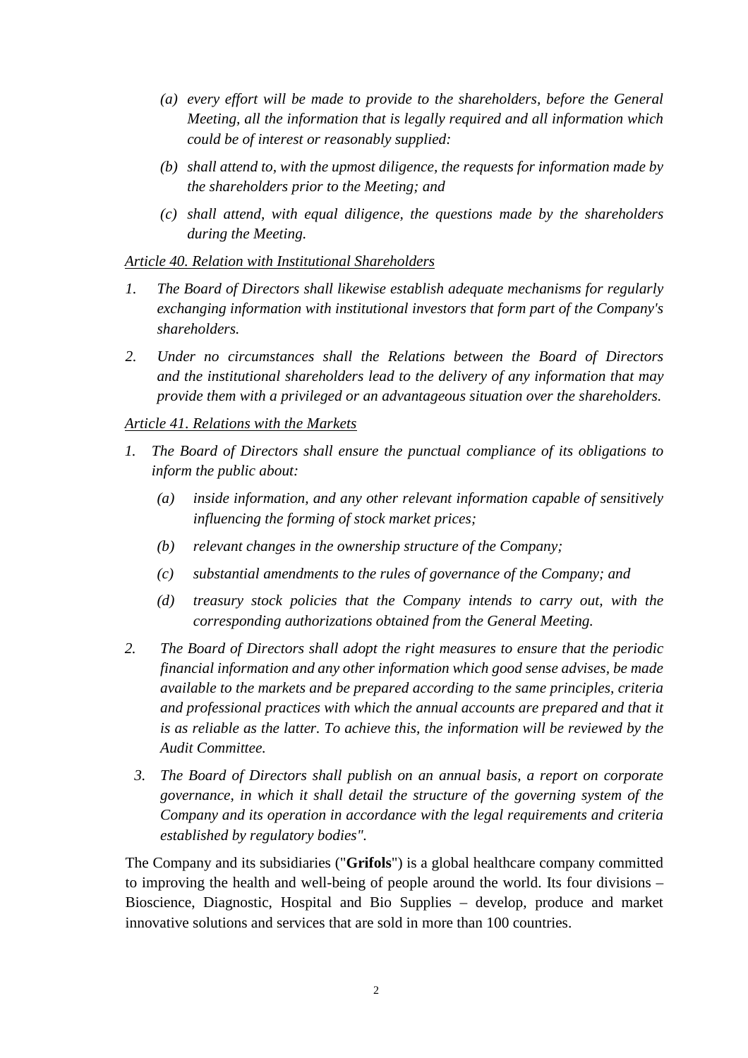*(a) every effort will be made to provide to the shareholders, before the General Meeting, all the information that is legally required and all information which could be of interest or reasonably supplied:*

*(b) shall attend to, with the upmost diligence, the requests for information made by the shareholders prior to the Meeting; and*

*(c) shall attend, with equal diligence, the questions made by the shareholders during the Meeting.*

*Article 40. Relation with Institutional Shareholders*

*1. The Board of Directors shall likewise establish adequate mechanisms for regularly exchanging information with institutional investors that form part of the Company's shareholders.*

*2. Under no circumstances shall the Relations between the Board of Directors and the institutional shareholders lead to the delivery of any information that may provide them with a privileged or an advantageous situation over the shareholders.*

*Article 41. Relations with the Markets*

*1. The Board of Directors shall ensure the punctual compliance of its obligations to inform the public about:*

*(a) inside information, and any other relevant information capable of sensitively influencing the forming of stock market prices;*

*(b) relevant changes in the ownership structure of the Company;*

*(c) substantial amendments to the rules of governance of the Company; and*

*(d) treasury stock policies that the Company intends to carry out, with the corresponding authorizations obtained from the General Meeting.*

*2. The Board of Directors shall adopt the right measures to ensure that the periodic financial information and any other information which good sense advises, be made available to the markets and be prepared according to the same principles, criteria and professional practices with which the annual accounts are prepared and that it is as reliable as the latter. To achieve this, the information will be reviewed by the Audit Committee.*

*3. The Board of Directors shall publish on an annual basis, a report on corporate governance, in which it shall detail the structure of the governing system of the Company and its operation in accordance with the legal requirements and criteria established by regulatory bodies".*

The Company and its subsidiaries ("**Grifols**") is a global healthcare company committed to improving the health and well-being of people around the world. Its four divisions – Bioscience, Diagnostic, Hospital and Bio Supplies – develop, produce and market innovative solutions and services that are sold in more than 100 countries.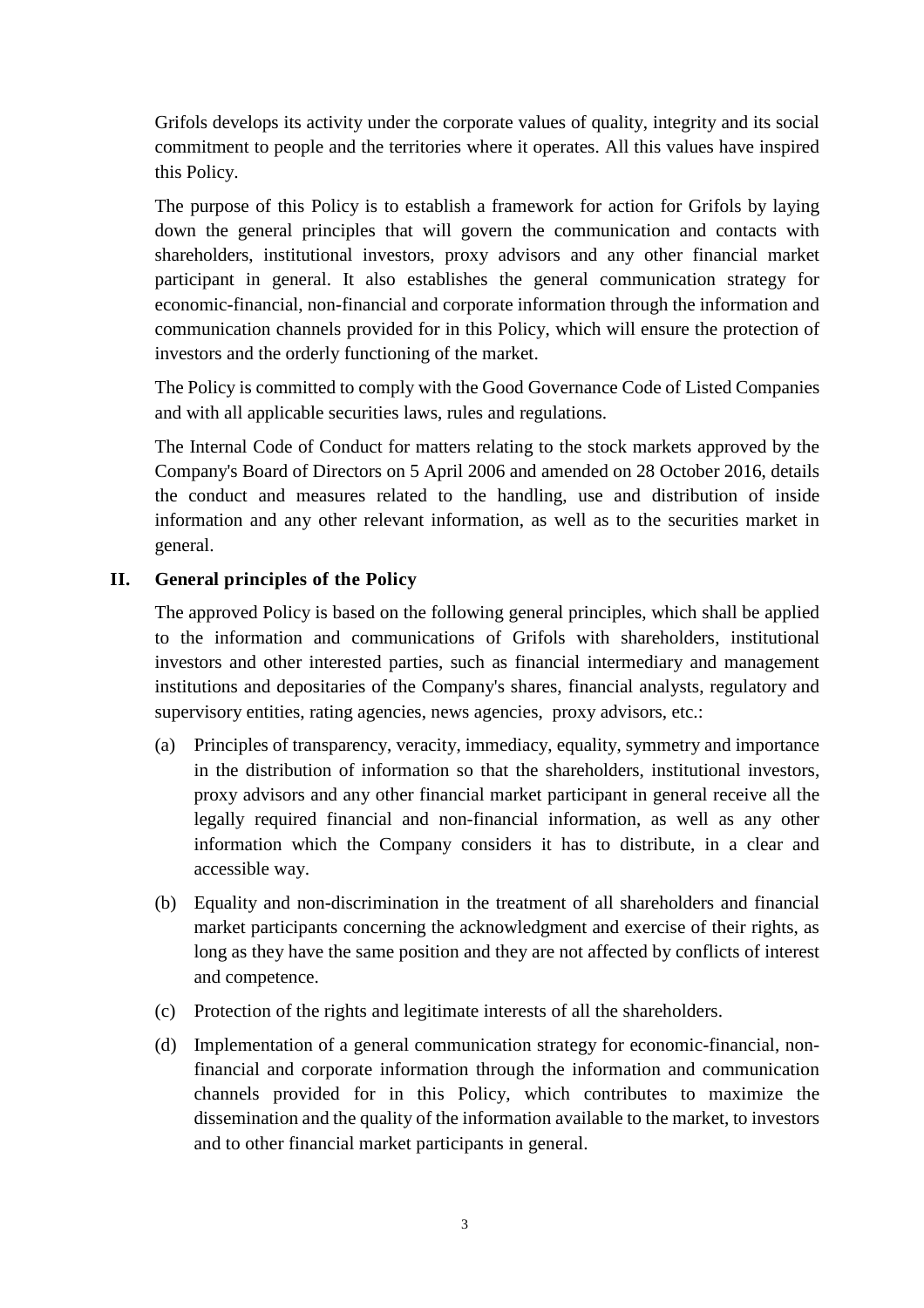Grifols develops its activity under the corporate values of quality, integrity and its social commitment to people and the territories where it operates. All this values have inspired this Policy.

The purpose of this Policy is to establish a framework for action for Grifols by laying down the general principles that will govern the communication and contacts with shareholders, institutional investors, proxy advisors and any other financial market participant in general. It also establishes the general communication strategy for economic-financial, non-financial and corporate information through the information and communication channels provided for in this Policy, which will ensure the protection of investors and the orderly functioning of the market.

The Policy is committed to comply with the Good Governance Code of Listed Companies and with all applicable securities laws, rules and regulations.

The Internal Code of Conduct for matters relating to the stock markets approved by the Company's Board of Directors on 5 April 2006 and amended on 28 October 2016, details the conduct and measures related to the handling, use and distribution of inside information and any other relevant information, as well as to the securities market in general.

## II. General principles of the Policy

The approved Policy is based on the following general principles, which shall be applied to the information and communications of Grifols with shareholders, institutional investors and other interested parties, such as financial intermediary and management institutions and depositaries of the Company's shares, financial analysts, regulatory and supervisory entities, rating agencies, news agencies, proxy advisors, etc.:

(a) Principles of transparency, veracity, immediacy, equality, symmetry and importance in the distribution of information so that the shareholders, institutional investors, proxy advisors and any other financial market participant in general receive all the legally required financial and non-financial information, as well as any other information which the Company considers it has to distribute, in a clear and accessible way.

(b) Equality and non-discrimination in the treatment of all shareholders and financial market participants concerning the acknowledgment and exercise of their rights, as long as they have the same position and they are not affected by conflicts of interest and competence.

(c) Protection of the rights and legitimate interests of all the shareholders.

(d) Implementation of a general communication strategy for economic-financial, non-financial and corporate information through the information and communication channels provided for in this Policy, which contributes to maximize the dissemination and the quality of the information available to the market, to investors and to other financial market participants in general.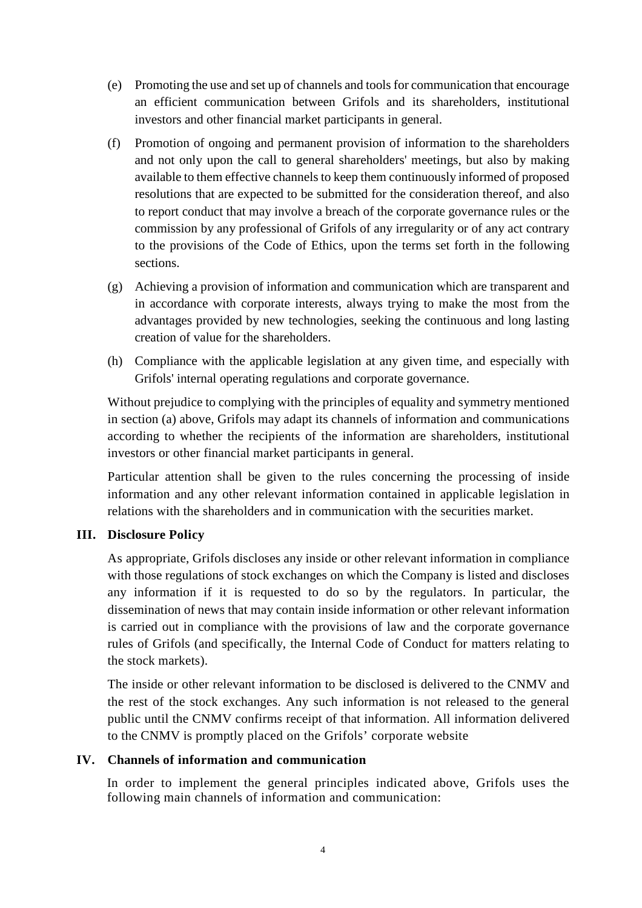(e) Promoting the use and set up of channels and tools for communication that encourage an efficient communication between Grifols and its shareholders, institutional investors and other financial market participants in general.

(f) Promotion of ongoing and permanent provision of information to the shareholders and not only upon the call to general shareholders' meetings, but also by making available to them effective channels to keep them continuously informed of proposed resolutions that are expected to be submitted for the consideration thereof, and also to report conduct that may involve a breach of the corporate governance rules or the commission by any professional of Grifols of any irregularity or of any act contrary to the provisions of the Code of Ethics, upon the terms set forth in the following sections.

(g) Achieving a provision of information and communication which are transparent and in accordance with corporate interests, always trying to make the most from the advantages provided by new technologies, seeking the continuous and long lasting creation of value for the shareholders.

(h) Compliance with the applicable legislation at any given time, and especially with Grifols' internal operating regulations and corporate governance.

Without prejudice to complying with the principles of equality and symmetry mentioned in section (a) above, Grifols may adapt its channels of information and communications according to whether the recipients of the information are shareholders, institutional investors or other financial market participants in general.

Particular attention shall be given to the rules concerning the processing of inside information and any other relevant information contained in applicable legislation in relations with the shareholders and in communication with the securities market.

## III. Disclosure Policy

As appropriate, Grifols discloses any inside or other relevant information in compliance with those regulations of stock exchanges on which the Company is listed and discloses any information if it is requested to do so by the regulators. In particular, the dissemination of news that may contain inside information or other relevant information is carried out in compliance with the provisions of law and the corporate governance rules of Grifols (and specifically, the Internal Code of Conduct for matters relating to the stock markets).

The inside or other relevant information to be disclosed is delivered to the CNMV and the rest of the stock exchanges. Any such information is not released to the general public until the CNMV confirms receipt of that information. All information delivered to the CNMV is promptly placed on the Grifols' corporate website

## IV. Channels of information and communication

In order to implement the general principles indicated above, Grifols uses the following main channels of information and communication: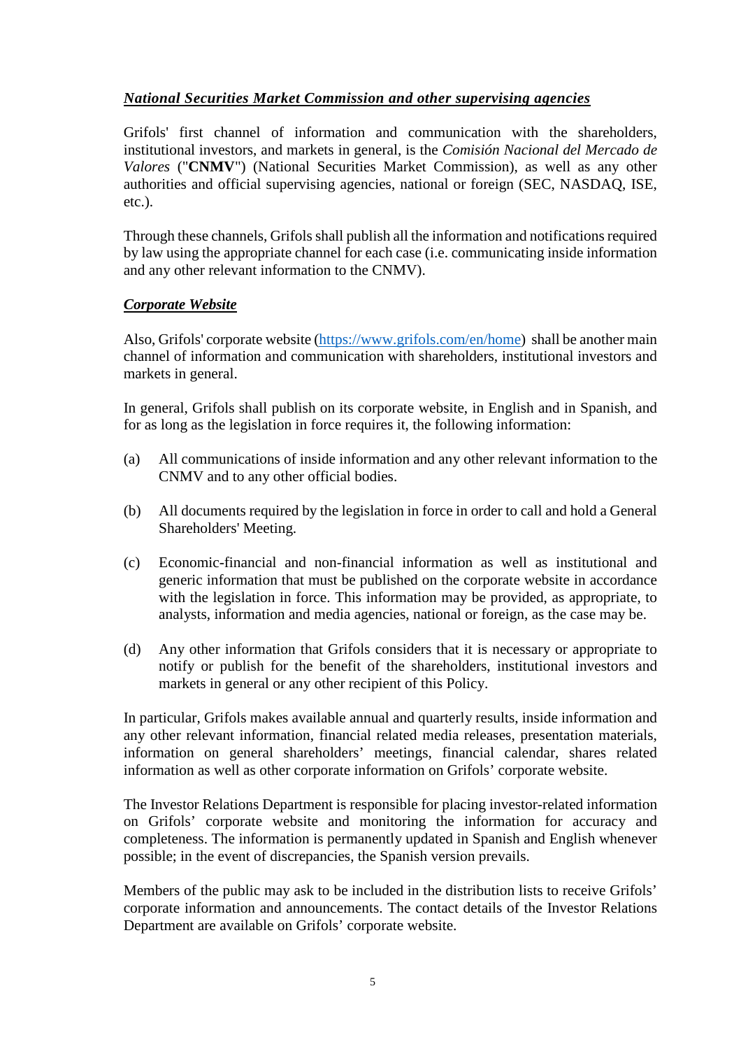### ***National Securities Market Commission and other supervising agencies***

Grifols' first channel of information and communication with the shareholders, institutional investors, and markets in general, is the *Comisión Nacional del Mercado de Valores* ("**CNMV**") (National Securities Market Commission), as well as any other authorities and official supervising agencies, national or foreign (SEC, NASDAQ, ISE, etc.).

Through these channels, Grifols shall publish all the information and notifications required by law using the appropriate channel for each case (i.e. communicating inside information and any other relevant information to the CNMV).

### ***Corporate Website***

Also, Grifols' corporate website ([https://www.grifols.com/en/home](https://www.grifols.com/en/home)) shall be another main channel of information and communication with shareholders, institutional investors and markets in general.

In general, Grifols shall publish on its corporate website, in English and in Spanish, and for as long as the legislation in force requires it, the following information:

(a) All communications of inside information and any other relevant information to the CNMV and to any other official bodies.

(b) All documents required by the legislation in force in order to call and hold a General Shareholders' Meeting.

(c) Economic-financial and non-financial information as well as institutional and generic information that must be published on the corporate website in accordance with the legislation in force. This information may be provided, as appropriate, to analysts, information and media agencies, national or foreign, as the case may be.

(d) Any other information that Grifols considers that it is necessary or appropriate to notify or publish for the benefit of the shareholders, institutional investors and markets in general or any other recipient of this Policy.

In particular, Grifols makes available annual and quarterly results, inside information and any other relevant information, financial related media releases, presentation materials, information on general shareholders' meetings, financial calendar, shares related information as well as other corporate information on Grifols' corporate website.

The Investor Relations Department is responsible for placing investor-related information on Grifols' corporate website and monitoring the information for accuracy and completeness. The information is permanently updated in Spanish and English whenever possible; in the event of discrepancies, the Spanish version prevails.

Members of the public may ask to be included in the distribution lists to receive Grifols' corporate information and announcements. The contact details of the Investor Relations Department are available on Grifols' corporate website.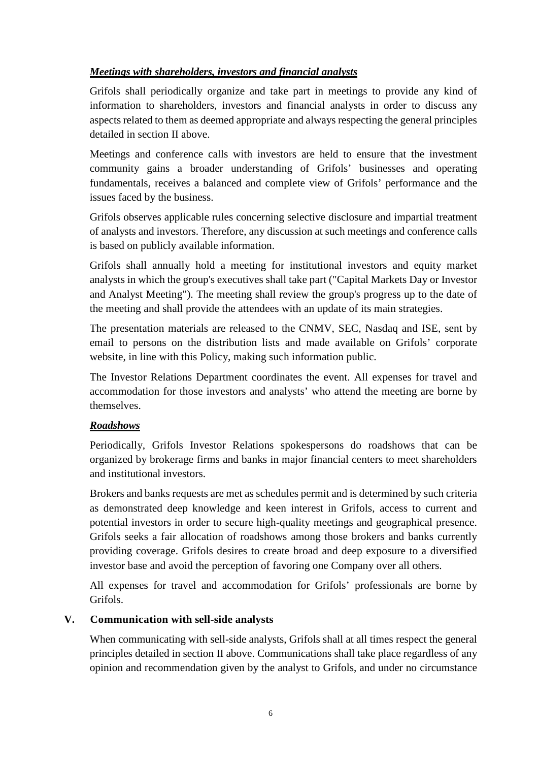***Meetings with shareholders, investors and financial analysts***

Grifols shall periodically organize and take part in meetings to provide any kind of information to shareholders, investors and financial analysts in order to discuss any aspects related to them as deemed appropriate and always respecting the general principles detailed in section II above.

Meetings and conference calls with investors are held to ensure that the investment community gains a broader understanding of Grifols' businesses and operating fundamentals, receives a balanced and complete view of Grifols' performance and the issues faced by the business.

Grifols observes applicable rules concerning selective disclosure and impartial treatment of analysts and investors. Therefore, any discussion at such meetings and conference calls is based on publicly available information.

Grifols shall annually hold a meeting for institutional investors and equity market analysts in which the group's executives shall take part ("Capital Markets Day or Investor and Analyst Meeting"). The meeting shall review the group's progress up to the date of the meeting and shall provide the attendees with an update of its main strategies.

The presentation materials are released to the CNMV, SEC, Nasdaq and ISE, sent by email to persons on the distribution lists and made available on Grifols' corporate website, in line with this Policy, making such information public.

The Investor Relations Department coordinates the event. All expenses for travel and accommodation for those investors and analysts' who attend the meeting are borne by themselves.

***Roadshows***

Periodically, Grifols Investor Relations spokespersons do roadshows that can be organized by brokerage firms and banks in major financial centers to meet shareholders and institutional investors.

Brokers and banks requests are met as schedules permit and is determined by such criteria as demonstrated deep knowledge and keen interest in Grifols, access to current and potential investors in order to secure high-quality meetings and geographical presence. Grifols seeks a fair allocation of roadshows among those brokers and banks currently providing coverage. Grifols desires to create broad and deep exposure to a diversified investor base and avoid the perception of favoring one Company over all others.

All expenses for travel and accommodation for Grifols' professionals are borne by Grifols.

## V. Communication with sell-side analysts

When communicating with sell-side analysts, Grifols shall at all times respect the general principles detailed in section II above. Communications shall take place regardless of any opinion and recommendation given by the analyst to Grifols, and under no circumstance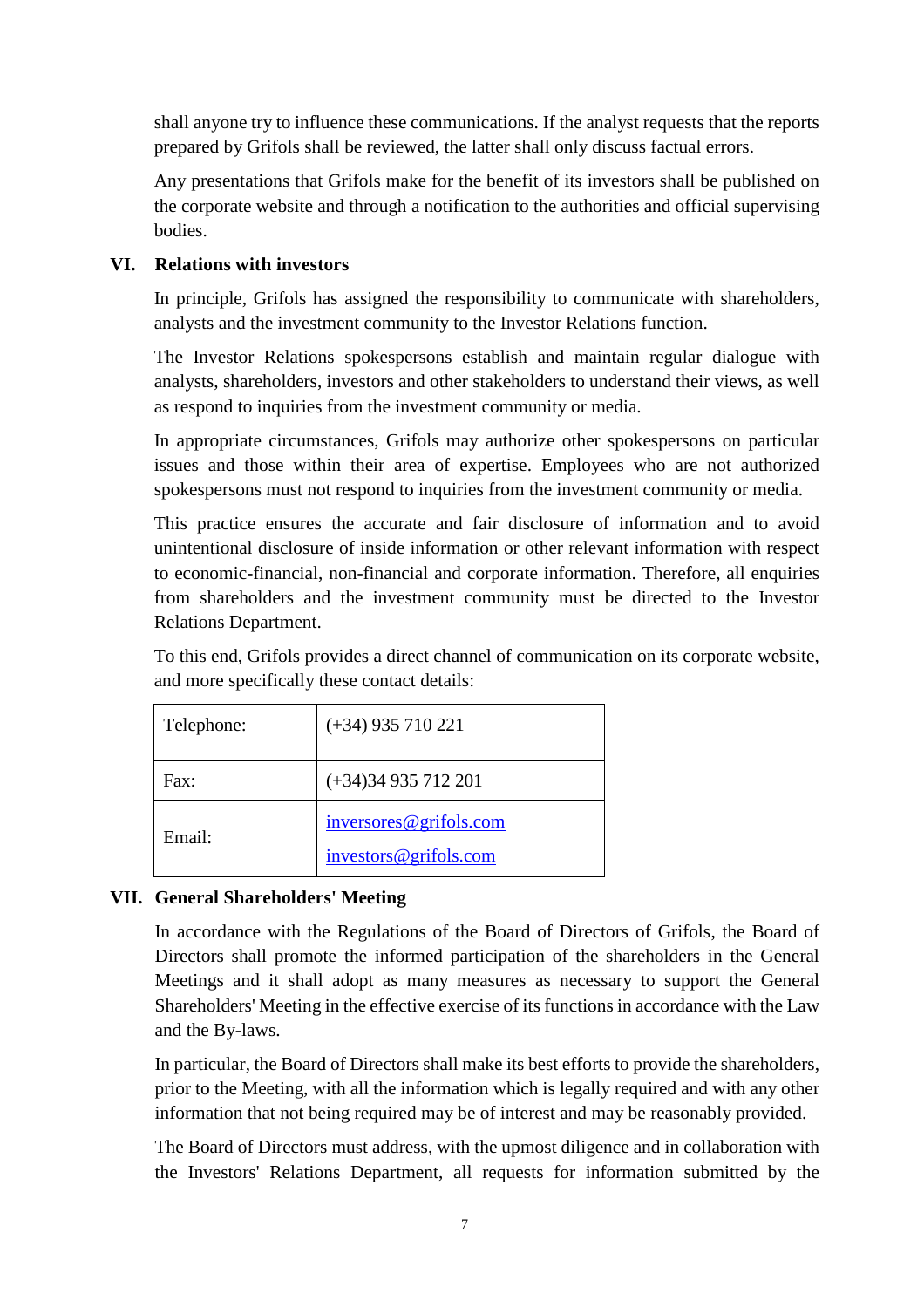shall anyone try to influence these communications. If the analyst requests that the reports prepared by Grifols shall be reviewed, the latter shall only discuss factual errors.

Any presentations that Grifols make for the benefit of its investors shall be published on the corporate website and through a notification to the authorities and official supervising bodies.

## VI. Relations with investors

In principle, Grifols has assigned the responsibility to communicate with shareholders, analysts and the investment community to the Investor Relations function.

The Investor Relations spokespersons establish and maintain regular dialogue with analysts, shareholders, investors and other stakeholders to understand their views, as well as respond to inquiries from the investment community or media.

In appropriate circumstances, Grifols may authorize other spokespersons on particular issues and those within their area of expertise. Employees who are not authorized spokespersons must not respond to inquiries from the investment community or media.

This practice ensures the accurate and fair disclosure of information and to avoid unintentional disclosure of inside information or other relevant information with respect to economic-financial, non-financial and corporate information. Therefore, all enquiries from shareholders and the investment community must be directed to the Investor Relations Department.

To this end, Grifols provides a direct channel of communication on its corporate website, and more specifically these contact details:

| Telephone: | (+34) 935 710 221 |
| --- | --- |
| Fax: | (+34)34 935 712 201 |
| Email: | inversores@grifols.com<br>investors@grifols.com |

## VII. General Shareholders' Meeting

In accordance with the Regulations of the Board of Directors of Grifols, the Board of Directors shall promote the informed participation of the shareholders in the General Meetings and it shall adopt as many measures as necessary to support the General Shareholders' Meeting in the effective exercise of its functions in accordance with the Law and the By-laws.

In particular, the Board of Directors shall make its best efforts to provide the shareholders, prior to the Meeting, with all the information which is legally required and with any other information that not being required may be of interest and may be reasonably provided.

The Board of Directors must address, with the upmost diligence and in collaboration with the Investors' Relations Department, all requests for information submitted by the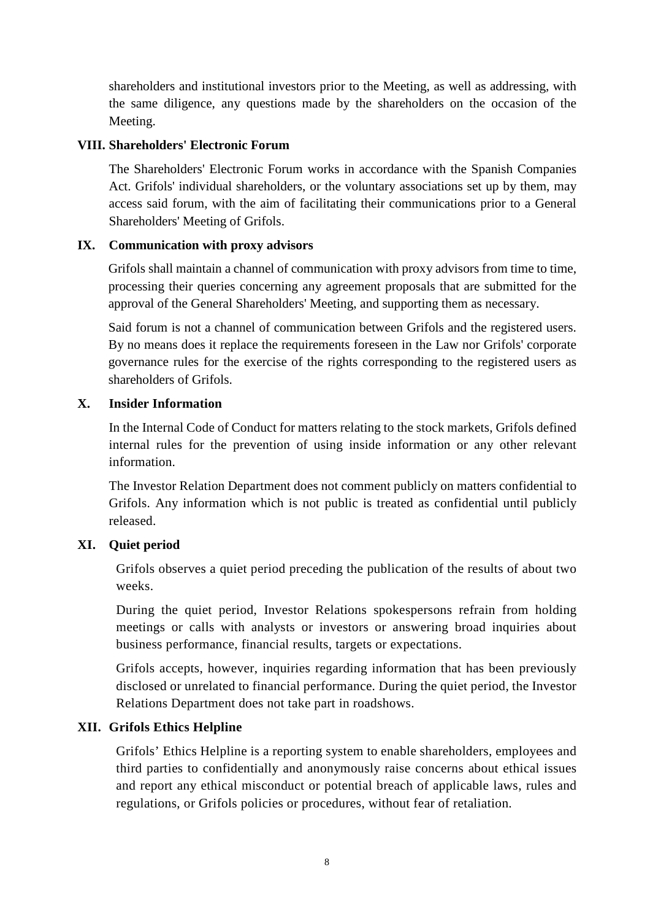shareholders and institutional investors prior to the Meeting, as well as addressing, with the same diligence, any questions made by the shareholders on the occasion of the Meeting.

## VIII. Shareholders' Electronic Forum

The Shareholders' Electronic Forum works in accordance with the Spanish Companies Act. Grifols' individual shareholders, or the voluntary associations set up by them, may access said forum, with the aim of facilitating their communications prior to a General Shareholders' Meeting of Grifols.

## IX. Communication with proxy advisors

Grifols shall maintain a channel of communication with proxy advisors from time to time, processing their queries concerning any agreement proposals that are submitted for the approval of the General Shareholders' Meeting, and supporting them as necessary.

Said forum is not a channel of communication between Grifols and the registered users. By no means does it replace the requirements foreseen in the Law nor Grifols' corporate governance rules for the exercise of the rights corresponding to the registered users as shareholders of Grifols.

## X. Insider Information

In the Internal Code of Conduct for matters relating to the stock markets, Grifols defined internal rules for the prevention of using inside information or any other relevant information.

The Investor Relation Department does not comment publicly on matters confidential to Grifols. Any information which is not public is treated as confidential until publicly released.

## XI. Quiet period

Grifols observes a quiet period preceding the publication of the results of about two weeks.

During the quiet period, Investor Relations spokespersons refrain from holding meetings or calls with analysts or investors or answering broad inquiries about business performance, financial results, targets or expectations.

Grifols accepts, however, inquiries regarding information that has been previously disclosed or unrelated to financial performance. During the quiet period, the Investor Relations Department does not take part in roadshows.

## XII. Grifols Ethics Helpline

Grifols' Ethics Helpline is a reporting system to enable shareholders, employees and third parties to confidentially and anonymously raise concerns about ethical issues and report any ethical misconduct or potential breach of applicable laws, rules and regulations, or Grifols policies or procedures, without fear of retaliation.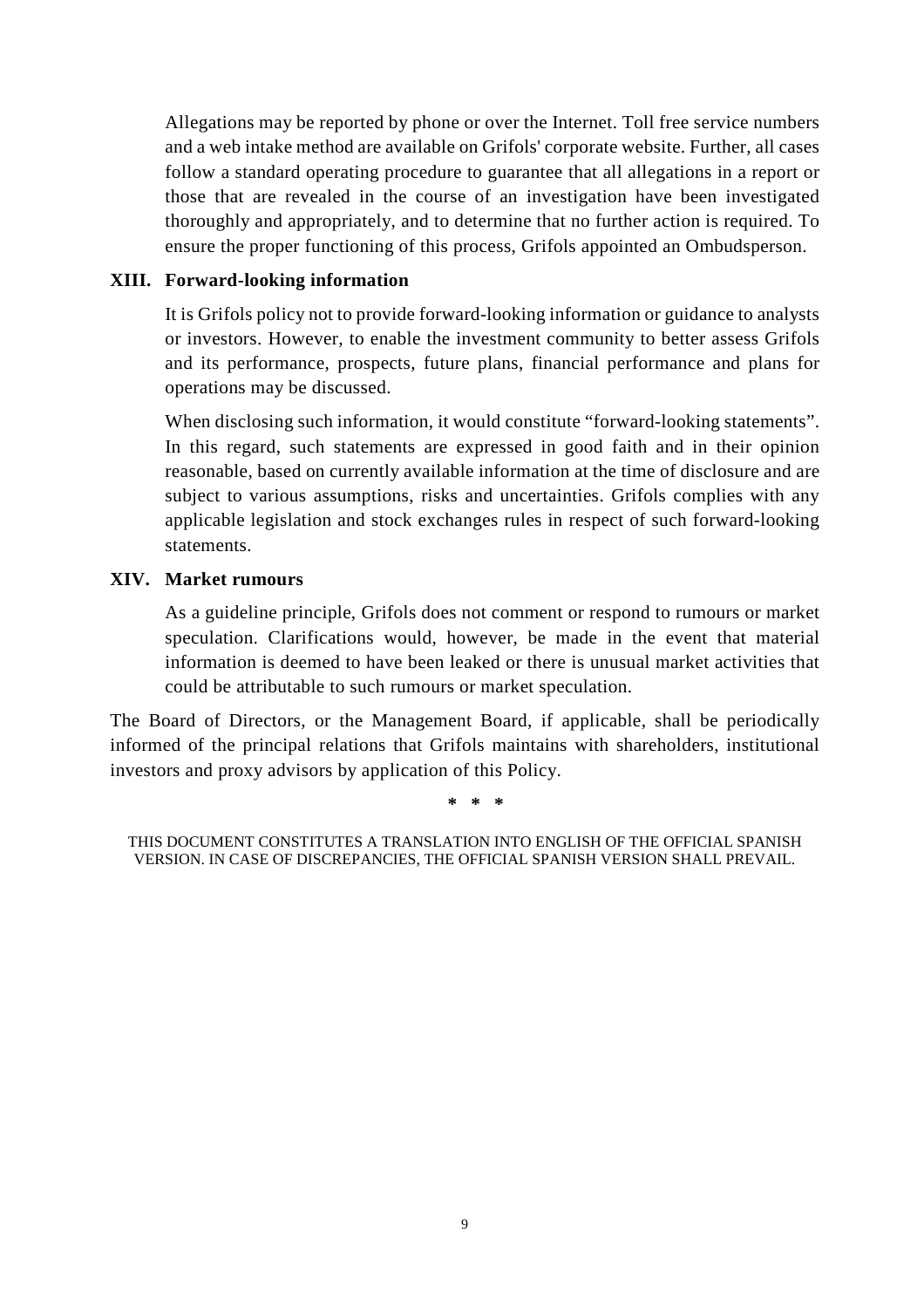Allegations may be reported by phone or over the Internet. Toll free service numbers and a web intake method are available on Grifols' corporate website. Further, all cases follow a standard operating procedure to guarantee that all allegations in a report or those that are revealed in the course of an investigation have been investigated thoroughly and appropriately, and to determine that no further action is required. To ensure the proper functioning of this process, Grifols appointed an Ombudsperson.

## XIII. Forward-looking information

It is Grifols policy not to provide forward-looking information or guidance to analysts or investors. However, to enable the investment community to better assess Grifols and its performance, prospects, future plans, financial performance and plans for operations may be discussed.

When disclosing such information, it would constitute "forward-looking statements". In this regard, such statements are expressed in good faith and in their opinion reasonable, based on currently available information at the time of disclosure and are subject to various assumptions, risks and uncertainties. Grifols complies with any applicable legislation and stock exchanges rules in respect of such forward-looking statements.

## XIV. Market rumours

As a guideline principle, Grifols does not comment or respond to rumours or market speculation. Clarifications would, however, be made in the event that material information is deemed to have been leaked or there is unusual market activities that could be attributable to such rumours or market speculation.

The Board of Directors, or the Management Board, if applicable, shall be periodically informed of the principal relations that Grifols maintains with shareholders, institutional investors and proxy advisors by application of this Policy.

**\* \* \***

THIS DOCUMENT CONSTITUTES A TRANSLATION INTO ENGLISH OF THE OFFICIAL SPANISH VERSION. IN CASE OF DISCREPANCIES, THE OFFICIAL SPANISH VERSION SHALL PREVAIL.